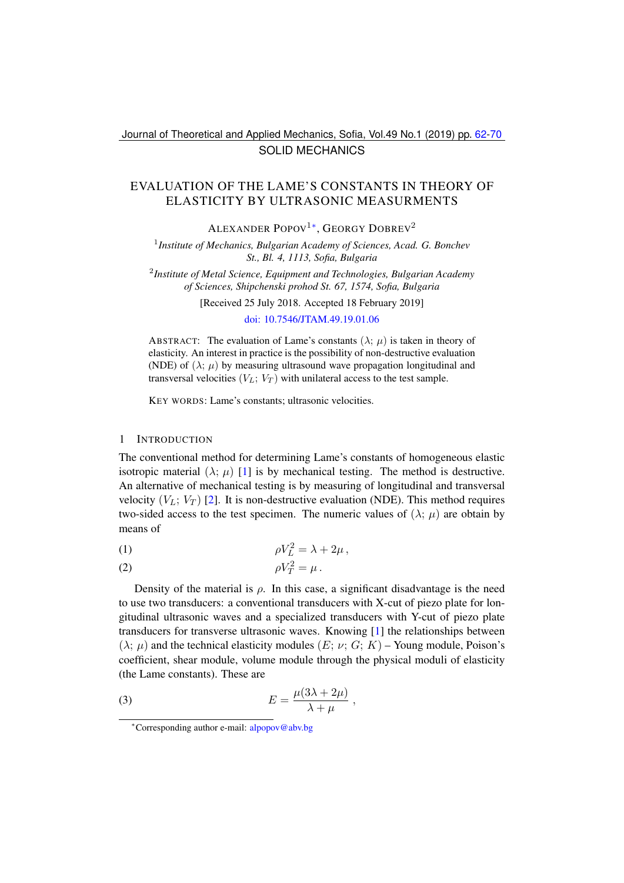SOLID MECHANICS

# EVALUATION OF THE LAME'S CONSTANTS IN THEORY OF ELASTICITY BY ULTRASONIC MEASURMENTS

ALEXANDER POPOV[1*], GEORGY DOBREV[2]

[1]*Institute of Mechanics, Bulgarian Academy of Sciences, Acad. G. Bonchev St., Bl. 4, 1113, Sofia, Bulgaria*

[2]*Institute of Metal Science, Equipment and Technologies, Bulgarian Academy of Sciences, Shipchenski prohod St. 67, 1574, Sofia, Bulgaria*

[Received 25 July 2018. Accepted 18 February 2019]

doi: 10.7546/JTAM.49.19.01.06

ABSTRACT: The evaluation of Lame's constants $(\lambda;\ \mu)$ is taken in theory of elasticity. An interest in practice is the possibility of non-destructive evaluation (NDE) of $(\lambda;\ \mu)$ by measuring ultrasound wave propagation longitudinal and transversal velocities $(V_L;\ V_T)$ with unilateral access to the test sample.

KEY WORDS: Lame's constants; ultrasonic velocities.

## 1 INTRODUCTION

The conventional method for determining Lame's constants of homogeneous elastic isotropic material $(\lambda;\ \mu)$ [1] is by mechanical testing. The method is destructive. An alternative of mechanical testing is by measuring of longitudinal and transversal velocity $(V_L;\ V_T)$ [2]. It is non-destructive evaluation (NDE). This method requires two-sided access to the test specimen. The numeric values of $(\lambda;\ \mu)$ are obtain by means of

$$\rho V_L^2 = \lambda + 2\mu\,, \tag{1}$$

$$\rho V_T^2 = \mu\,. \tag{2}$$

Density of the material is $\rho$. In this case, a significant disadvantage is the need to use two transducers: a conventional transducers with X-cut of piezo plate for longitudinal ultrasonic waves and a specialized transducers with Y-cut of piezo plate transducers for transverse ultrasonic waves. Knowing [1] the relationships between $(\lambda;\ \mu)$ and the technical elasticity modules $(E;\ \nu;\ G;\ K)$ – Young module, Poison's coefficient, shear module, volume module through the physical moduli of elasticity (the Lame constants). These are

$$E = \frac{\mu(3\lambda + 2\mu)}{\lambda + \mu}\,, \tag{3}$$

---

*Corresponding author e-mail: alpopov@abv.bg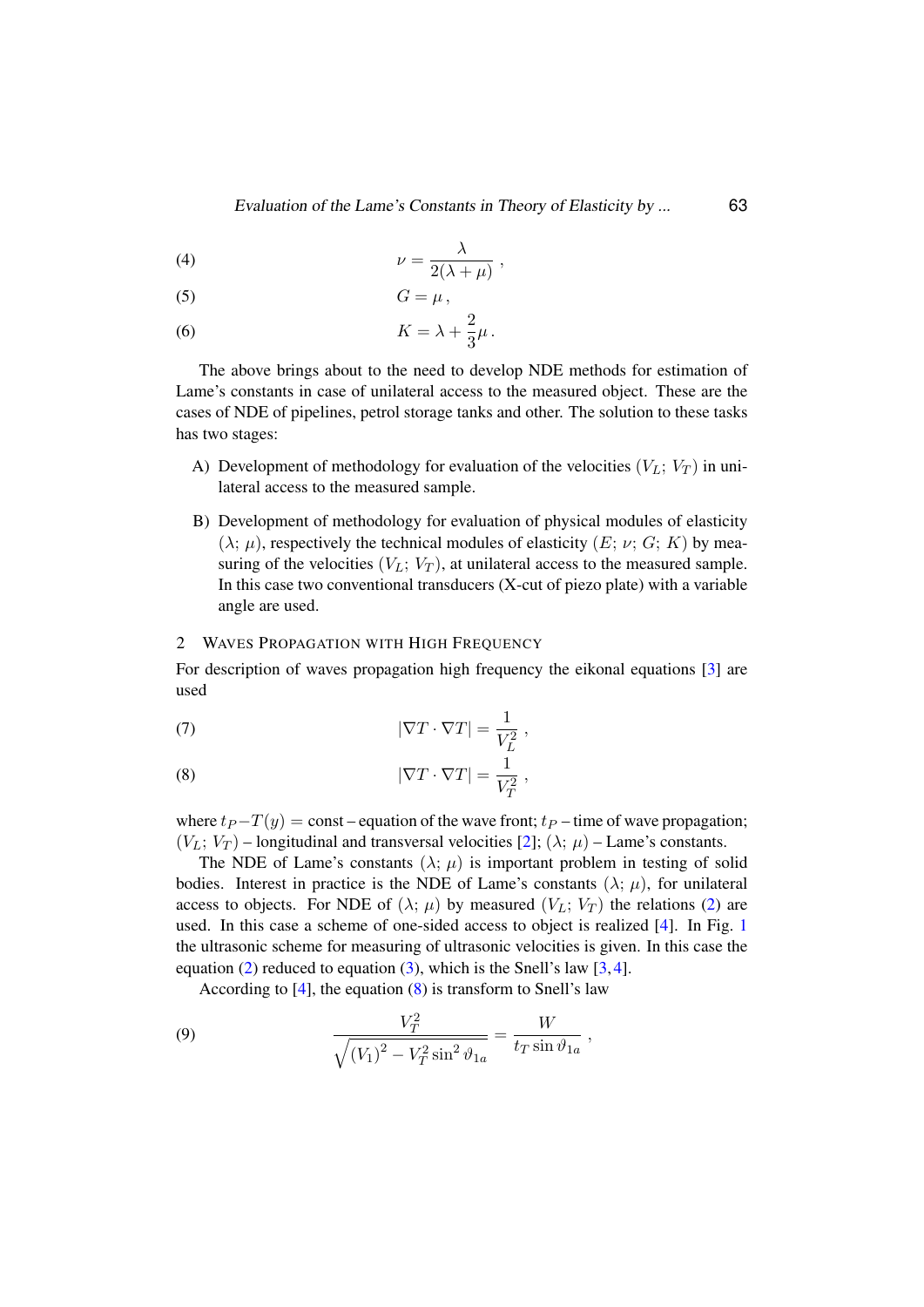$$\nu = \frac{\lambda}{2(\lambda + \mu)} \,, \tag{4}$$

$$G = \mu \,, \tag{5}$$

$$K = \lambda + \frac{2}{3}\mu \,. \tag{6}$$

The above brings about to the need to develop NDE methods for estimation of Lame's constants in case of unilateral access to the measured object. These are the cases of NDE of pipelines, petrol storage tanks and other. The solution to these tasks has two stages:

A) Development of methodology for evaluation of the velocities $(V_L;\, V_T)$ in unilateral access to the measured sample.

B) Development of methodology for evaluation of physical modules of elasticity $(\lambda;\, \mu)$, respectively the technical modules of elasticity $(E;\, \nu;\, G;\, K)$ by measuring of the velocities $(V_L;\, V_T)$, at unilateral access to the measured sample. In this case two conventional transducers (X-cut of piezo plate) with a variable angle are used.

## 2 Waves Propagation with High Frequency

For description of waves propagation high frequency the eikonal equations [3] are used

$$|\nabla T \cdot \nabla T| = \frac{1}{V_L^2} \,, \tag{7}$$

$$|\nabla T \cdot \nabla T| = \frac{1}{V_T^2} \,, \tag{8}$$

where $t_P - T(y) = \text{const}$ – equation of the wave front; $t_P$ – time of wave propagation; $(V_L;\, V_T)$ – longitudinal and transversal velocities [2]; $(\lambda;\, \mu)$ – Lame's constants.

The NDE of Lame's constants $(\lambda;\, \mu)$ is important problem in testing of solid bodies. Interest in practice is the NDE of Lame's constants $(\lambda;\, \mu)$, for unilateral access to objects. For NDE of $(\lambda;\, \mu)$ by measured $(V_L;\, V_T)$ the relations (2) are used. In this case a scheme of one-sided access to object is realized [4]. In Fig. 1 the ultrasonic scheme for measuring of ultrasonic velocities is given. In this case the equation (2) reduced to equation (3), which is the Snell's law [3,4].

According to [4], the equation (8) is transform to Snell's law

$$\frac{V_T^2}{\sqrt{(V_1)^2 - V_T^2 \sin^2 \vartheta_{1a}}} = \frac{W}{t_T \sin \vartheta_{1a}} \,, \tag{9}$$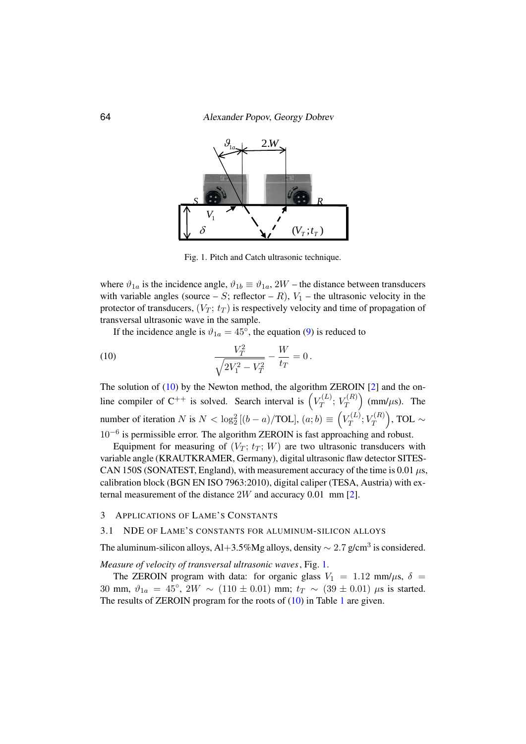Fig. 1. Pitch and Catch ultrasonic technique.

where $\vartheta_{1a}$ is the incidence angle, $\vartheta_{1b} \equiv \vartheta_{1a}$, $2W$ – the distance between transducers with variable angles (source – $S$; reflector – $R$), $V_1$ – the ultrasonic velocity in the protector of transducers, $(V_T;\, t_T)$ is respectively velocity and time of propagation of transversal ultrasonic wave in the sample.

If the incidence angle is $\vartheta_{1a} = 45^\circ$, the equation (9) is reduced to

$$\frac{V_T^2}{\sqrt{2V_1^2 - V_T^2}} - \frac{W}{t_T} = 0\,. \tag{10}$$

The solution of (10) by the Newton method, the algorithm ZEROIN [2] and the on-line compiler of C$^{++}$ is solved. Search interval is $\left(V_T^{(L)};\, V_T^{(R)}\right)$ (mm/$\mu$s). The number of iteration $N$ is $N < \log_2^2\left[(b-a)/\mathrm{TOL}\right]$, $(a;b) \equiv \left(V_T^{(L)}; V_T^{(R)}\right)$, TOL $\sim 10^{-6}$ is permissible error. The algorithm ZEROIN is fast approaching and robust.

Equipment for measuring of $(V_T;\, t_T;\, W)$ are two ultrasonic transducers with variable angle (KRAUTKRAMER, Germany), digital ultrasonic flaw detector SITESCAN 150S (SONATEST, England), with measurement accuracy of the time is 0.01 $\mu$s, calibration block (BGN EN ISO 7963:2010), digital caliper (TESA, Austria) with external measurement of the distance $2W$ and accuracy 0.01 mm [2].

## 3 Applications of Lame's Constants

### 3.1 NDE of Lame's constants for aluminum-silicon alloys

The aluminum-silicon alloys, Al+3.5%Mg alloys, density $\sim 2.7$ g/cm$^3$ is considered.

*Measure of velocity of transversal ultrasonic waves*, Fig. 1.

The ZEROIN program with data: for organic glass $V_1 = 1.12$ mm/$\mu$s, $\delta = 30$ mm, $\vartheta_{1a} = 45^\circ$, $2W \sim (110 \pm 0.01)$ mm; $t_T \sim (39 \pm 0.01)$ $\mu$s is started. The results of ZEROIN program for the roots of (10) in Table 1 are given.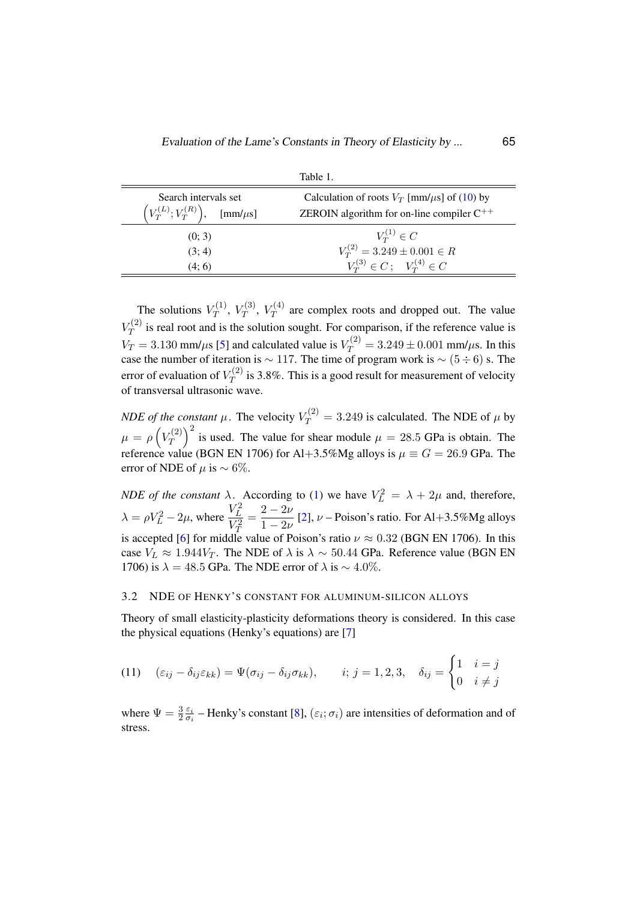Table 1.

| Search intervals set $\left(V_T^{(L)}; V_T^{(R)}\right)$, [mm/$\mu$s] | Calculation of roots $V_T$ [mm/$\mu$s] of (10) by ZEROIN algorithm for on-line compiler C$^{++}$ |
|---|---|
| (0; 3) | $V_T^{(1)} \in C$ |
| (3; 4) | $V_T^{(2)} = 3.249 \pm 0.001 \in R$ |
| (4; 6) | $V_T^{(3)} \in C; \quad V_T^{(4)} \in C$ |

The solutions $V_T^{(1)}$, $V_T^{(3)}$, $V_T^{(4)}$ are complex roots and dropped out. The value $V_T^{(2)}$ is real root and is the solution sought. For comparison, if the reference value is $V_T = 3.130$ mm/$\mu$s [5] and calculated value is $V_T^{(2)} = 3.249 \pm 0.001$ mm/$\mu$s. In this case the number of iteration is $\sim 117$. The time of program work is $\sim (5 \div 6)$ s. The error of evaluation of $V_T^{(2)}$ is 3.8%. This is a good result for measurement of velocity of transversal ultrasonic wave.

*NDE of the constant* $\mu$. The velocity $V_T^{(2)} = 3.249$ is calculated. The NDE of $\mu$ by $\mu = \rho\left(V_T^{(2)}\right)^2$ is used. The value for shear module $\mu = 28.5$ GPa is obtain. The reference value (BGN EN 1706) for Al+3.5%Mg alloys is $\mu \equiv G = 26.9$ GPa. The error of NDE of $\mu$ is $\sim 6\%$.

*NDE of the constant* $\lambda$. According to (1) we have $V_L^2 = \lambda + 2\mu$ and, therefore, $\lambda = \rho V_L^2 - 2\mu$, where $\dfrac{V_L^2}{V_T^2} = \dfrac{2-2\nu}{1-2\nu}$ [2], $\nu$ – Poison's ratio. For Al+3.5%Mg alloys is accepted [6] for middle value of Poison's ratio $\nu \approx 0.32$ (BGN EN 1706). In this case $V_L \approx 1.944 V_T$. The NDE of $\lambda$ is $\lambda \sim 50.44$ GPa. Reference value (BGN EN 1706) is $\lambda = 48.5$ GPa. The NDE error of $\lambda$ is $\sim 4.0\%$.

### 3.2 NDE of Henky's constant for aluminum-silicon alloys

Theory of small elasticity-plasticity deformations theory is considered. In this case the physical equations (Henky's equations) are [7]

$$(11) \quad (\varepsilon_{ij} - \delta_{ij}\varepsilon_{kk}) = \Psi(\sigma_{ij} - \delta_{ij}\sigma_{kk}), \qquad i; j = 1, 2, 3, \quad \delta_{ij} = \begin{cases} 1 & i = j \\ 0 & i \neq j \end{cases}$$

where $\Psi = \frac{3}{2}\frac{\varepsilon_i}{\sigma_i}$ – Henky's constant [8], $(\varepsilon_i; \sigma_i)$ are intensities of deformation and of stress.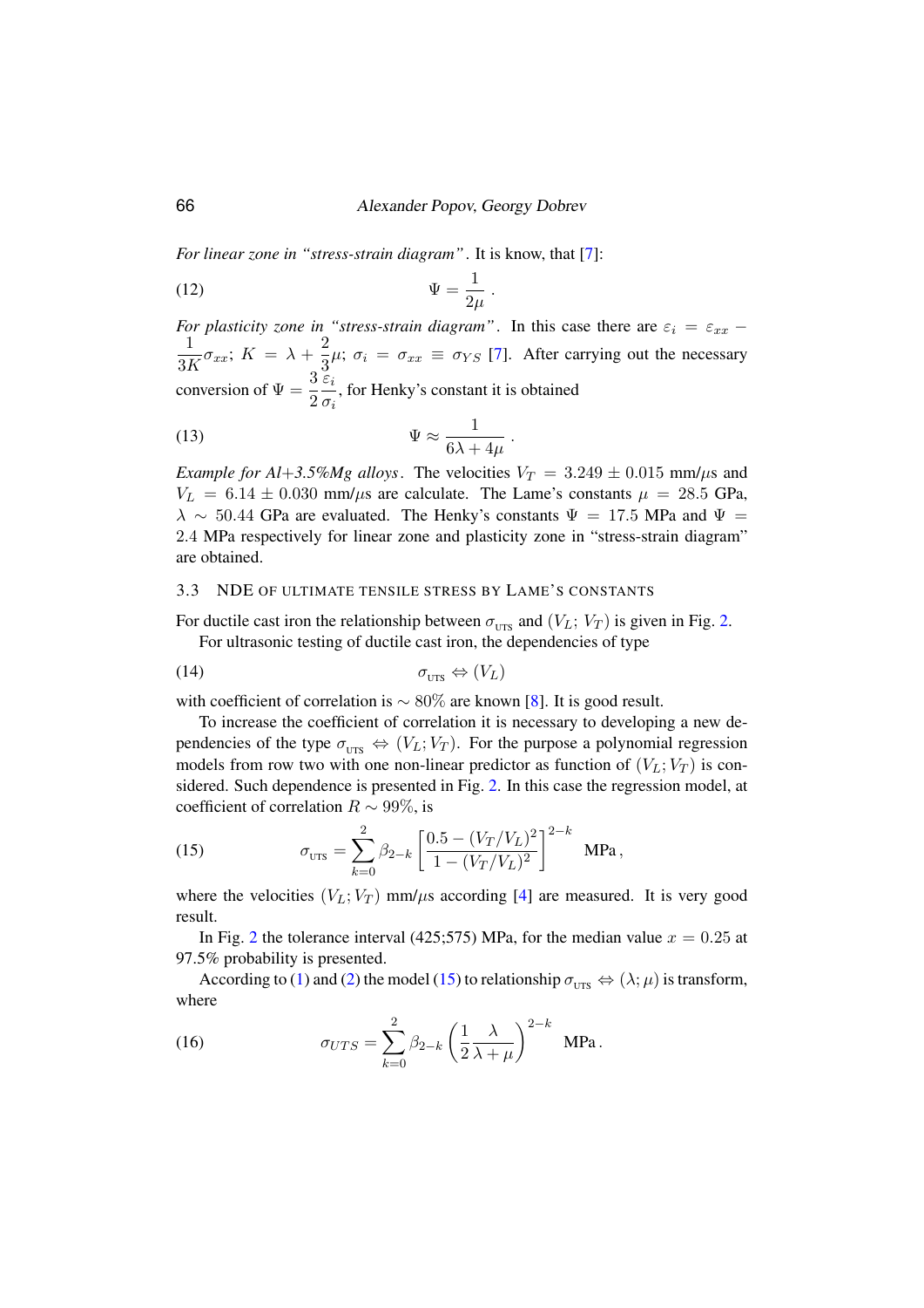*For linear zone in "stress-strain diagram"*. It is know, that [7]:

$$\Psi = \frac{1}{2\mu}\,. \tag{12}$$

*For plasticity zone in "stress-strain diagram"*. In this case there are $\varepsilon_i = \varepsilon_{xx} - \frac{1}{3K}\sigma_{xx}$; $K = \lambda + \frac{2}{3}\mu$; $\sigma_i = \sigma_{xx} \equiv \sigma_{YS}$ [7]. After carrying out the necessary conversion of $\Psi = \frac{3}{2}\frac{\varepsilon_i}{\sigma_i}$, for Henky's constant it is obtained

$$\Psi \approx \frac{1}{6\lambda + 4\mu}\,. \tag{13}$$

*Example for Al+3.5%Mg alloys*. The velocities $V_T = 3.249 \pm 0.015$ mm/$\mu$s and $V_L = 6.14 \pm 0.030$ mm/$\mu$s are calculate. The Lame's constants $\mu = 28.5$ GPa, $\lambda \sim 50.44$ GPa are evaluated. The Henky's constants $\Psi = 17.5$ MPa and $\Psi = 2.4$ MPa respectively for linear zone and plasticity zone in "stress-strain diagram" are obtained.

### 3.3 NDE of ultimate tensile stress by Lame's constants

For ductile cast iron the relationship between $\sigma_{\text{UTS}}$ and $(V_L;\, V_T)$ is given in Fig. 2.

For ultrasonic testing of ductile cast iron, the dependencies of type

$$\sigma_{\text{UTS}} \Leftrightarrow (V_L) \tag{14}$$

with coefficient of correlation is $\sim 80\%$ are known [8]. It is good result.

To increase the coefficient of correlation it is necessary to developing a new dependencies of the type $\sigma_{\text{UTS}} \Leftrightarrow (V_L; V_T)$. For the purpose a polynomial regression models from row two with one non-linear predictor as function of $(V_L; V_T)$ is considered. Such dependence is presented in Fig. 2. In this case the regression model, at coefficient of correlation $R \sim 99\%$, is

$$\sigma_{\text{UTS}} = \sum_{k=0}^{2} \beta_{2-k} \left[\frac{0.5 - (V_T/V_L)^2}{1 - (V_T/V_L)^2}\right]^{2-k} \ \text{MPa}\,, \tag{15}$$

where the velocities $(V_L; V_T)$ mm/$\mu$s according [4] are measured. It is very good result.

In Fig. 2 the tolerance interval (425;575) MPa, for the median value $x = 0.25$ at 97.5% probability is presented.

According to (1) and (2) the model (15) to relationship $\sigma_{\text{UTS}} \Leftrightarrow (\lambda; \mu)$ is transform, where

$$\sigma_{UTS} = \sum_{k=0}^{2} \beta_{2-k} \left(\frac{1}{2}\frac{\lambda}{\lambda + \mu}\right)^{2-k} \ \text{MPa}\,. \tag{16}$$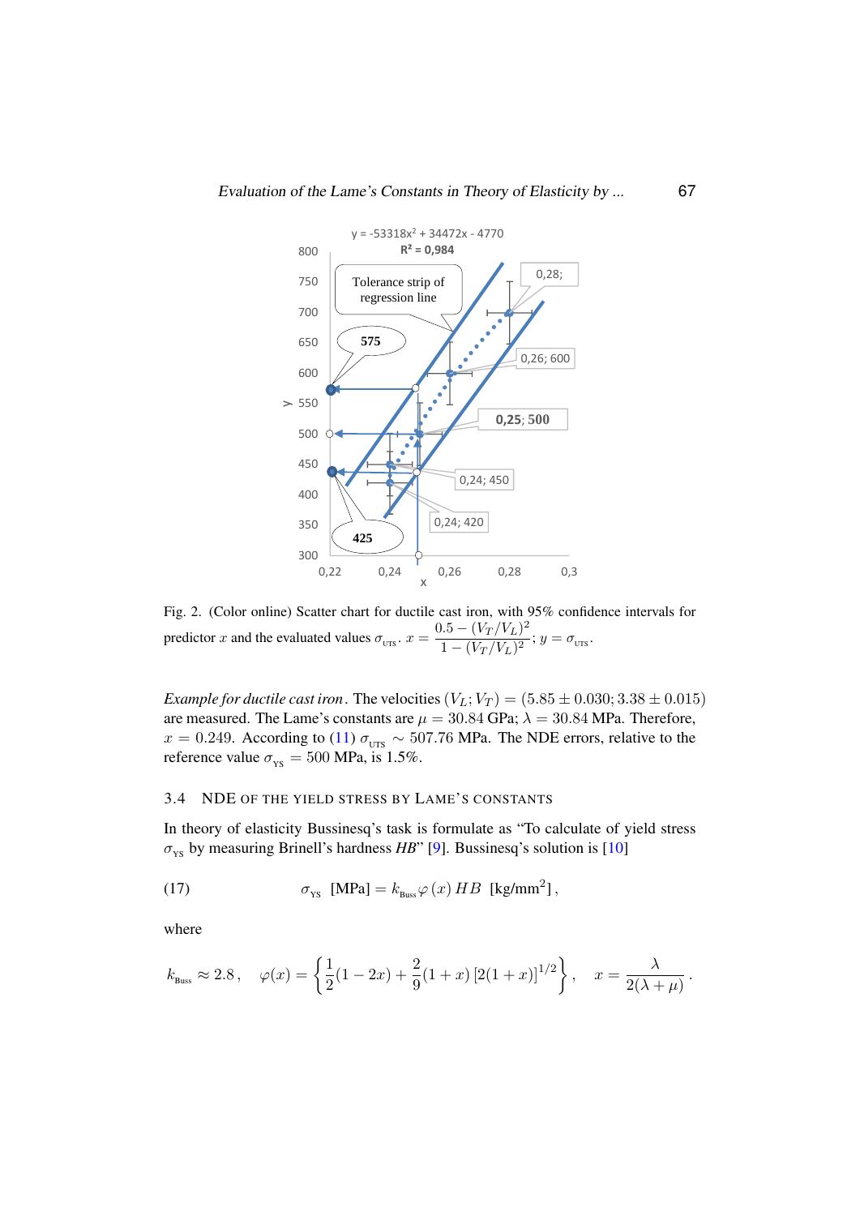Fig. 2. (Color online) Scatter chart for ductile cast iron, with 95% confidence intervals for predictor $x$ and the evaluated values $\sigma_{_{\rm UTS}}$. $x = \dfrac{0.5 - (V_T/V_L)^2}{1 - (V_T/V_L)^2}$; $y = \sigma_{_{\rm UTS}}$.

*Example for ductile cast iron*. The velocities $(V_L; V_T) = (5.85 \pm 0.030; 3.38 \pm 0.015)$ are measured. The Lame's constants are $\mu = 30.84$ GPa; $\lambda = 30.84$ MPa. Therefore, $x = 0.249$. According to (11) $\sigma_{_{\rm UTS}} \sim 507.76$ MPa. The NDE errors, relative to the reference value $\sigma_{_{\rm YS}} = 500$ MPa, is 1.5%.

### 3.4 NDE of the yield stress by Lame's constants

In theory of elasticity Bussinesq's task is formulate as "To calculate of yield stress $\sigma_{_{\rm YS}}$ by measuring Brinell's hardness *HB*" [9]. Bussinesq's solution is [10]

$$\sigma_{_{\rm YS}} \ [\text{MPa}] = k_{_{\rm Buss}} \varphi(x)\, HB \ [\text{kg/mm}^2]\,, \tag{17}$$

where

$$k_{_{\rm Buss}} \approx 2.8\,, \quad \varphi(x) = \left\{ \frac{1}{2}(1 - 2x) + \frac{2}{9}(1 + x)\,[2(1 + x)]^{1/2} \right\}, \quad x = \frac{\lambda}{2(\lambda + \mu)}\,.$$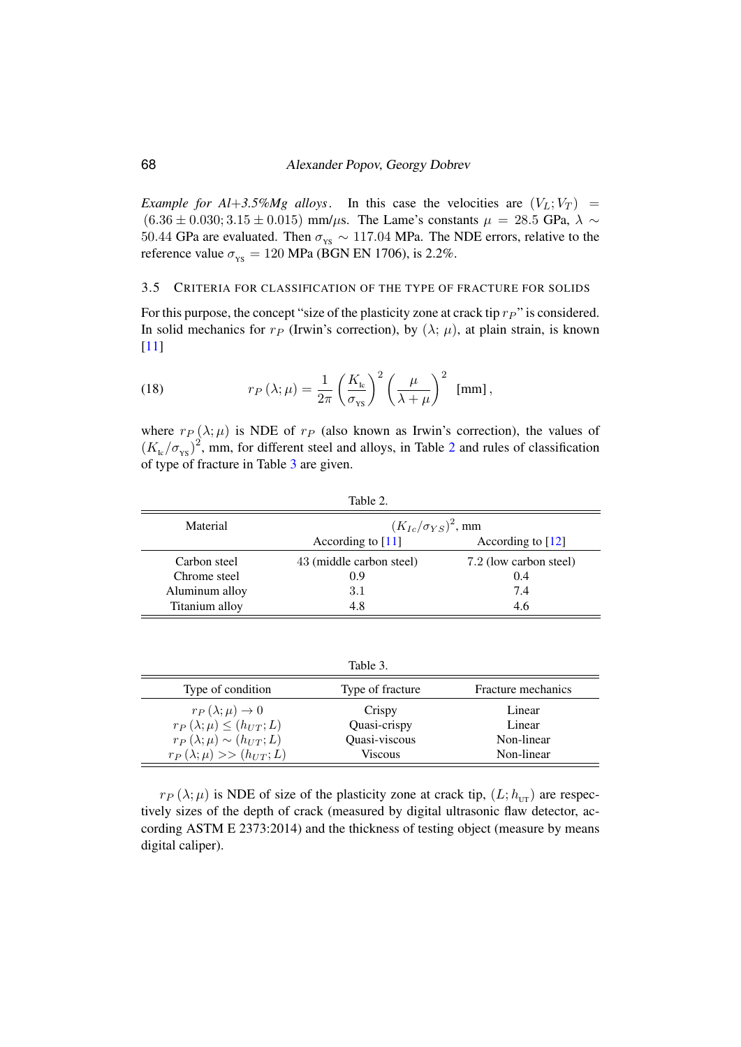*Example for Al+3.5%Mg alloys*. In this case the velocities are $(V_L; V_T) = (6.36 \pm 0.030; 3.15 \pm 0.015)$ mm/$\mu$s. The Lame's constants $\mu = 28.5$ GPa, $\lambda \sim 50.44$ GPa are evaluated. Then $\sigma_{_{YS}} \sim 117.04$ MPa. The NDE errors, relative to the reference value $\sigma_{_{YS}} = 120$ MPa (BGN EN 1706), is 2.2%.

### 3.5 Criteria for classification of the type of fracture for solids

For this purpose, the concept "size of the plasticity zone at crack tip $r_P$" is considered. In solid mechanics for $r_P$ (Irwin's correction), by $(\lambda;\, \mu)$, at plain strain, is known [11]

$$r_P\left(\lambda; \mu\right) = \frac{1}{2\pi}\left(\frac{K_{_{Ic}}}{\sigma_{_{YS}}}\right)^2 \left(\frac{\mu}{\lambda + \mu}\right)^2 \; [\text{mm}]\,, \tag{18}$$

where $r_P\left(\lambda; \mu\right)$ is NDE of $r_P$ (also known as Irwin's correction), the values of $\left(K_{_{Ic}}/\sigma_{_{YS}}\right)^2$, mm, for different steel and alloys, in Table 2 and rules of classification of type of fracture in Table 3 are given.

Table 2.

| Material | $(K_{Ic}/\sigma_{YS})^2$, mm | |
|---|---|---|
| | According to [11] | According to [12] |
| Carbon steel | 43 (middle carbon steel) | 7.2 (low carbon steel) |
| Chrome steel | 0.9 | 0.4 |
| Aluminum alloy | 3.1 | 7.4 |
| Titanium alloy | 4.8 | 4.6 |

Table 3.

| Type of condition | Type of fracture | Fracture mechanics |
|---|---|---|
| $r_P\left(\lambda; \mu\right) \to 0$ | Crispy | Linear |
| $r_P\left(\lambda; \mu\right) \leq (h_{UT}; L)$ | Quasi-crispy | Linear |
| $r_P\left(\lambda; \mu\right) \sim (h_{UT}; L)$ | Quasi-viscous | Non-linear |
| $r_P\left(\lambda; \mu\right) >> (h_{UT}; L)$ | Viscous | Non-linear |

$r_P\left(\lambda; \mu\right)$ is NDE of size of the plasticity zone at crack tip, $(L; h_{_{UT}})$ are respectively sizes of the depth of crack (measured by digital ultrasonic flaw detector, according ASTM E 2373:2014) and the thickness of testing object (measure by means digital caliper).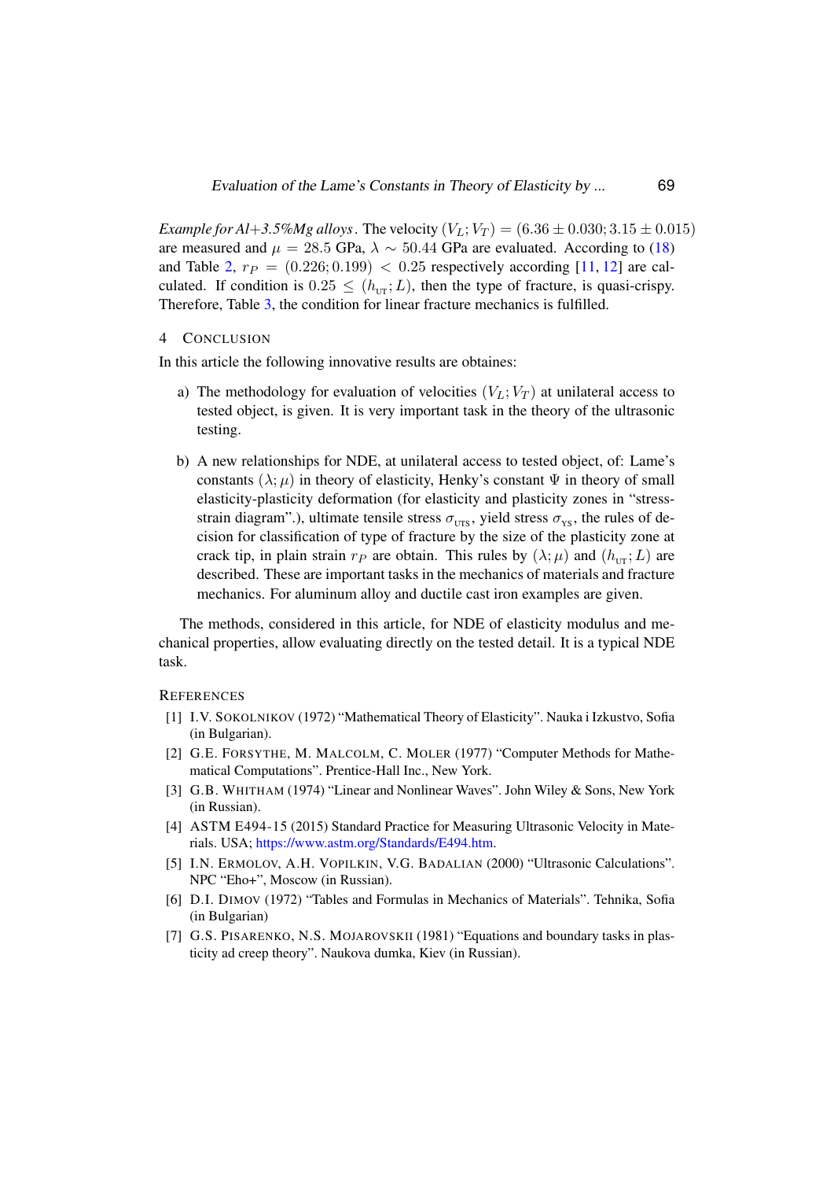*Example for Al+3.5%Mg alloys*. The velocity $(V_L; V_T) = (6.36 \pm 0.030; 3.15 \pm 0.015)$ are measured and $\mu = 28.5$ GPa, $\lambda \sim 50.44$ GPa are evaluated. According to (18) and Table 2, $r_P = (0.226; 0.199) < 0.25$ respectively according [11, 12] are calculated. If condition is $0.25 \leq (h_{\text{UT}}; L)$, then the type of fracture, is quasi-crispy. Therefore, Table 3, the condition for linear fracture mechanics is fulfilled.

## 4 Conclusion

In this article the following innovative results are obtaines:

a) The methodology for evaluation of velocities $(V_L; V_T)$ at unilateral access to tested object, is given. It is very important task in the theory of the ultrasonic testing.

b) A new relationships for NDE, at unilateral access to tested object, of: Lame's constants $(\lambda; \mu)$ in theory of elasticity, Henky's constant $\Psi$ in theory of small elasticity-plasticity deformation (for elasticity and plasticity zones in "stress-strain diagram".), ultimate tensile stress $\sigma_{\text{UTS}}$, yield stress $\sigma_{\text{YS}}$, the rules of decision for classification of type of fracture by the size of the plasticity zone at crack tip, in plain strain $r_P$ are obtain. This rules by $(\lambda; \mu)$ and $(h_{\text{UT}}; L)$ are described. These are important tasks in the mechanics of materials and fracture mechanics. For aluminum alloy and ductile cast iron examples are given.

The methods, considered in this article, for NDE of elasticity modulus and mechanical properties, allow evaluating directly on the tested detail. It is a typical NDE task.

## References

[1] I.V. Sokolnikov (1972) "Mathematical Theory of Elasticity". Nauka i Izkustvo, Sofia (in Bulgarian).

[2] G.E. Forsythe, M. Malcolm, C. Moler (1977) "Computer Methods for Mathematical Computations". Prentice-Hall Inc., New York.

[3] G.B. Whitham (1974) "Linear and Nonlinear Waves". John Wiley & Sons, New York (in Russian).

[4] ASTM E494-15 (2015) Standard Practice for Measuring Ultrasonic Velocity in Materials. USA; https://www.astm.org/Standards/E494.htm.

[5] I.N. Ermolov, A.H. Vopilkin, V.G. Badalian (2000) "Ultrasonic Calculations". NPC "Eho+", Moscow (in Russian).

[6] D.I. Dimov (1972) "Tables and Formulas in Mechanics of Materials". Tehnika, Sofia (in Bulgarian)

[7] G.S. Pisarenko, N.S. Mojarovskii (1981) "Equations and boundary tasks in plasticity ad creep theory". Naukova dumka, Kiev (in Russian).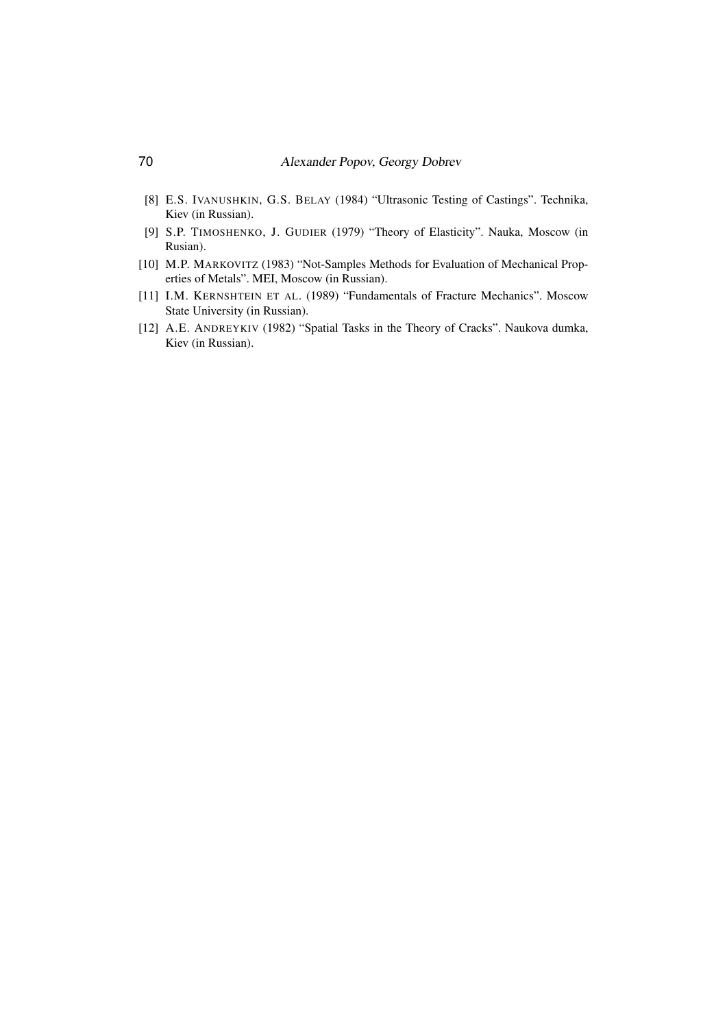[8] E.S. IVANUSHKIN, G.S. BELAY (1984) “Ultrasonic Testing of Castings”. Technika, Kiev (in Russian).

[9] S.P. TIMOSHENKO, J. GUDIER (1979) “Theory of Elasticity”. Nauka, Moscow (in Rusian).

[10] M.P. MARKOVITZ (1983) “Not-Samples Methods for Evaluation of Mechanical Properties of Metals”. MEI, Moscow (in Russian).

[11] I.M. KERNSHTEIN ET AL. (1989) “Fundamentals of Fracture Mechanics”. Moscow State University (in Russian).

[12] A.E. ANDREYKIV (1982) “Spatial Tasks in the Theory of Cracks”. Naukova dumka, Kiev (in Russian).